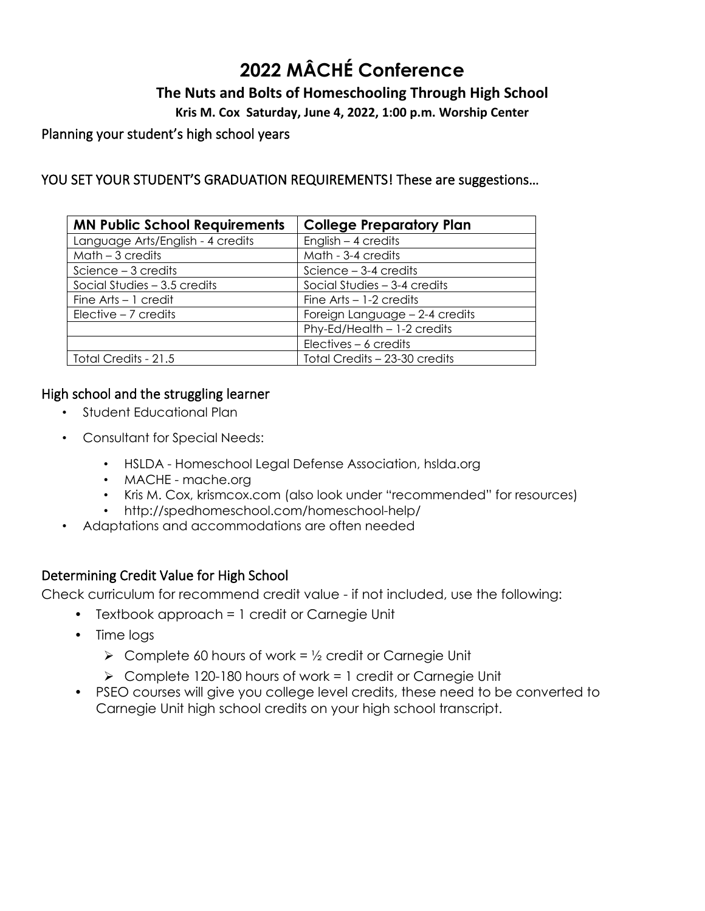# 2022 MÂCHÉ Conference

## The Nuts and Bolts of Homeschooling Through High School

**Kris M. Cox Saturday, June 4, 2022, 1:00 p.m. Worship Center**

### Planning your student's high school years

### YOU SET YOUR STUDENT'S GRADUATION REQUIREMENTS! These are suggestions…

| MN Public School Requirements | College Preparatory Plan |
|---|---|
| Language Arts/English - 4 credits | English – 4 credits |
| Math – 3 credits | Math - 3-4 credits |
| Science – 3 credits | Science – 3-4 credits |
| Social Studies – 3.5 credits | Social Studies – 3-4 credits |
| Fine Arts – 1 credit | Fine Arts – 1-2 credits |
| Elective – 7 credits | Foreign Language – 2-4 credits |
| | Phy-Ed/Health – 1-2 credits |
| | Electives – 6 credits |
| Total Credits - 21.5 | Total Credits – 23-30 credits |

### High school and the struggling learner

- Student Educational Plan
- Consultant for Special Needs:
  - HSLDA - Homeschool Legal Defense Association, hslda.org
  - MACHE - mache.org
  - Kris M. Cox, krismcox.com (also look under "recommended" for resources)
  - http://spedhomeschool.com/homeschool-help/
- Adaptations and accommodations are often needed

### Determining Credit Value for High School

Check curriculum for recommend credit value - if not included, use the following:

- Textbook approach = 1 credit or Carnegie Unit
- Time logs
  - Complete 60 hours of work = ½ credit or Carnegie Unit
  - Complete 120-180 hours of work = 1 credit or Carnegie Unit
- PSEO courses will give you college level credits, these need to be converted to Carnegie Unit high school credits on your high school transcript.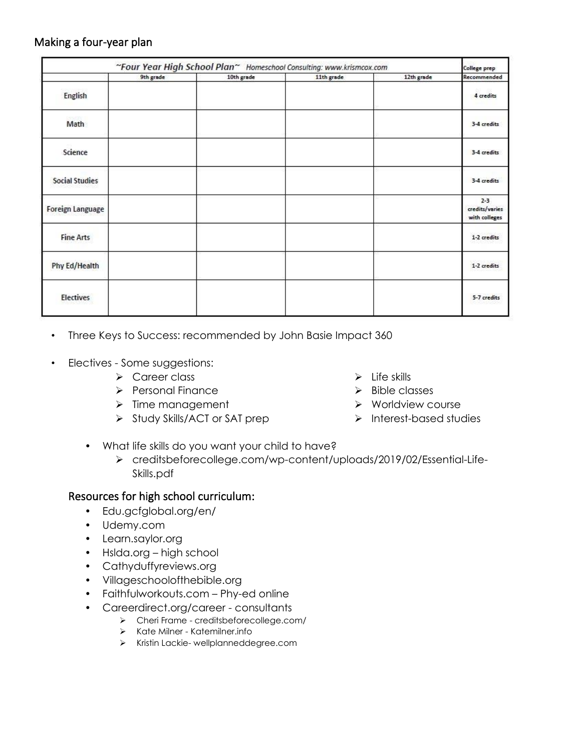## Making a four-year plan

| ~Four Year High School Plan~ Homeschool Consulting: www.krismcox.com | | | | | College prep |
|---|---|---|---|---|---|
| | 9th grade | 10th grade | 11th grade | 12th grade | Recommended |
| English | | | | | 4 credits |
| Math | | | | | 3-4 credits |
| Science | | | | | 3-4 credits |
| Social Studies | | | | | 3-4 credits |
| Foreign Language | | | | | 2-3 credits/varies with colleges |
| Fine Arts | | | | | 1-2 credits |
| Phy Ed/Health | | | | | 1-2 credits |
| Electives | | | | | 5-7 credits |

- Three Keys to Success: recommended by John Basie Impact 360
- Electives - Some suggestions:
  - Career class
  - Personal Finance
  - Time management
  - Study Skills/ACT or SAT prep
  - Life skills
  - Bible classes
  - Worldview course
  - Interest-based studies
  - What life skills do you want your child to have?
    - creditsbeforecollege.com/wp-content/uploads/2019/02/Essential-Life-Skills.pdf

### Resources for high school curriculum:

- Edu.gcfglobal.org/en/
- Udemy.com
- Learn.saylor.org
- Hslda.org – high school
- Cathyduffyreviews.org
- Villageschoolofthebible.org
- Faithfulworkouts.com – Phy-ed online
- Careerdirect.org/career - consultants
  - Cheri Frame - creditsbeforecollege.com/
  - Kate Milner - Katemilner.info
  - Kristin Lackie- wellplanneddegree.com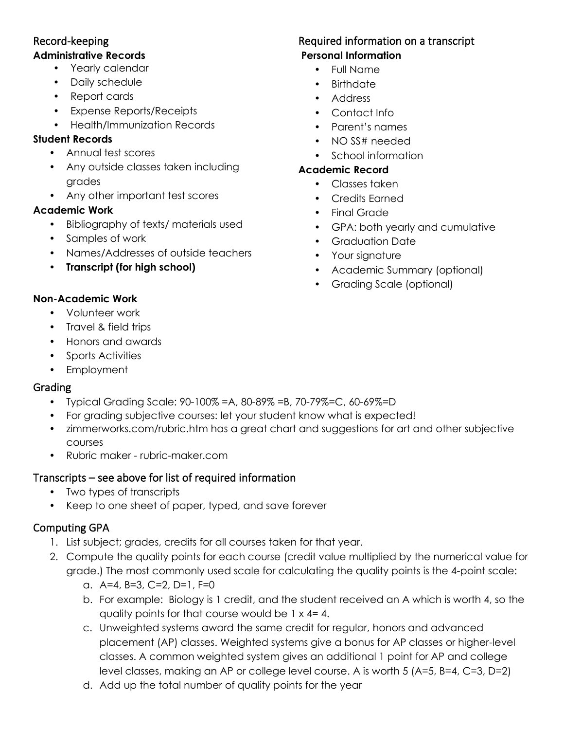## Record-keeping

**Administrative Records**

- Yearly calendar
- Daily schedule
- Report cards
- Expense Reports/Receipts
- Health/Immunization Records

**Student Records**

- Annual test scores
- Any outside classes taken including grades
- Any other important test scores

**Academic Work**

- Bibliography of texts/ materials used
- Samples of work
- Names/Addresses of outside teachers
- **Transcript (for high school)**

**Non-Academic Work**

- Volunteer work
- Travel & field trips
- Honors and awards
- Sports Activities
- Employment

## Required information on a transcript

**Personal Information**

- Full Name
- Birthdate
- Address
- Contact Info
- Parent's names
- NO SS# needed
- School information

**Academic Record**

- Classes taken
- Credits Earned
- Final Grade
- GPA: both yearly and cumulative
- Graduation Date
- Your signature
- Academic Summary (optional)
- Grading Scale (optional)

## Grading

- Typical Grading Scale: 90-100% =A, 80-89% =B, 70-79%=C, 60-69%=D
- For grading subjective courses: let your student know what is expected!
- zimmerworks.com/rubric.htm has a great chart and suggestions for art and other subjective courses
- Rubric maker - rubric-maker.com

## Transcripts – see above for list of required information

- Two types of transcripts
- Keep to one sheet of paper, typed, and save forever

## Computing GPA

1. List subject; grades, credits for all courses taken for that year.
2. Compute the quality points for each course (credit value multiplied by the numerical value for grade.) The most commonly used scale for calculating the quality points is the 4-point scale:
   a. A=4, B=3, C=2, D=1, F=0
   b. For example: Biology is 1 credit, and the student received an A which is worth 4, so the quality points for that course would be 1 x 4= 4.
   c. Unweighted systems award the same credit for regular, honors and advanced placement (AP) classes. Weighted systems give a bonus for AP classes or higher-level classes. A common weighted system gives an additional 1 point for AP and college level classes, making an AP or college level course. A is worth 5 (A=5, B=4, C=3, D=2)
   d. Add up the total number of quality points for the year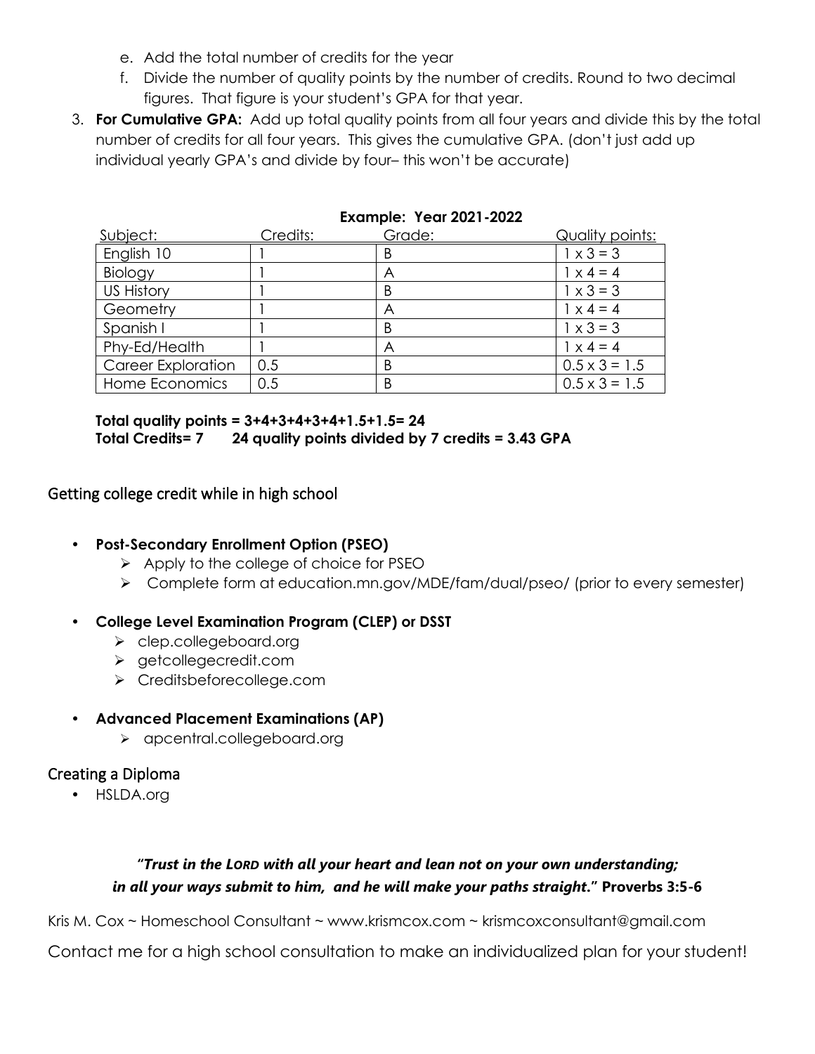e. Add the total number of credits for the year
   f. Divide the number of quality points by the number of credits. Round to two decimal figures. That figure is your student's GPA for that year.

3. **For Cumulative GPA:** Add up total quality points from all four years and divide this by the total number of credits for all four years. This gives the cumulative GPA. (don't just add up individual yearly GPA's and divide by four– this won't be accurate)

**Example: Year 2021-2022**

| Subject: | Credits: | Grade: | Quality points: |
|---|---|---|---|
| English 10 | 1 | B | 1 x 3 = 3 |
| Biology | 1 | A | 1 x 4 = 4 |
| US History | 1 | B | 1 x 3 = 3 |
| Geometry | 1 | A | 1 x 4 = 4 |
| Spanish I | 1 | B | 1 x 3 = 3 |
| Phy-Ed/Health | 1 | A | 1 x 4 = 4 |
| Career Exploration | 0.5 | B | 0.5 x 3 = 1.5 |
| Home Economics | 0.5 | B | 0.5 x 3 = 1.5 |

**Total quality points = 3+4+3+4+3+4+1.5+1.5= 24**
**Total Credits= 7 &nbsp;&nbsp;&nbsp; 24 quality points divided by 7 credits = 3.43 GPA**

## Getting college credit while in high school

- **Post-Secondary Enrollment Option (PSEO)**
  - Apply to the college of choice for PSEO
  - Complete form at education.mn.gov/MDE/fam/dual/pseo/ (prior to every semester)

- **College Level Examination Program (CLEP) or DSST**
  - clep.collegeboard.org
  - getcollegecredit.com
  - Creditsbeforecollege.com

- **Advanced Placement Examinations (AP)**
  - apcentral.collegeboard.org

## Creating a Diploma

- HSLDA.org

***"Trust in the LORD with all your heart and lean not on your own understanding; in all your ways submit to him, and he will make your paths straight."*** **Proverbs 3:5-6**

Kris M. Cox ~ Homeschool Consultant ~ www.krismcox.com ~ krismcoxconsultant@gmail.com

Contact me for a high school consultation to make an individualized plan for your student!